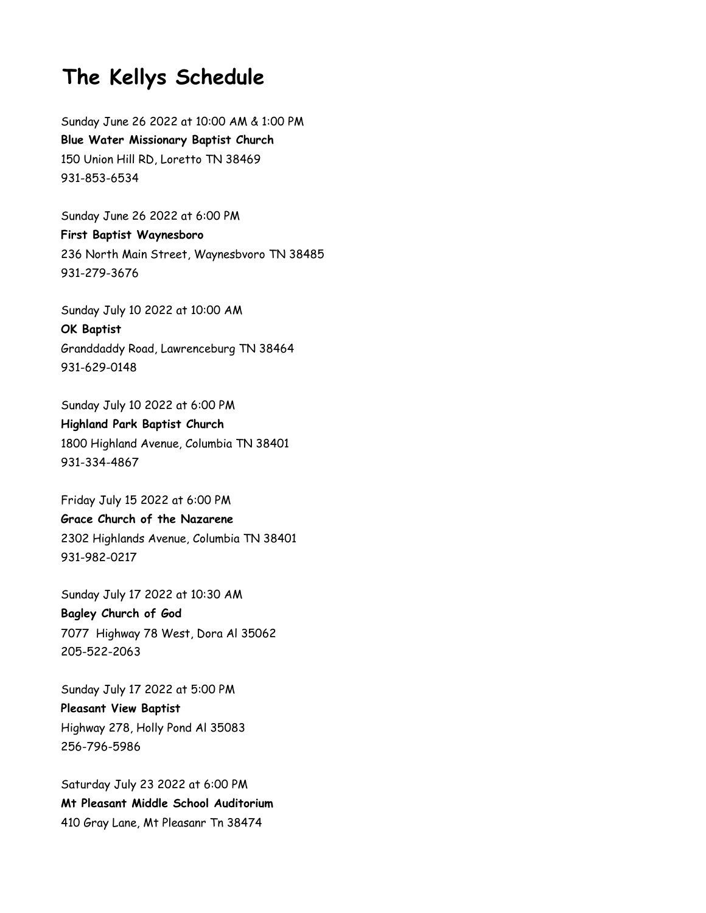# The Kellys Schedule

Sunday June 26 2022 at 10:00 AM & 1:00 PM
**Blue Water Missionary Baptist Church**
150 Union Hill RD, Loretto TN 38469
931-853-6534

Sunday June 26 2022 at 6:00 PM
**First Baptist Waynesboro**
236 North Main Street, Waynesbvoro TN 38485
931-279-3676

Sunday July 10 2022 at 10:00 AM
**OK Baptist**
Granddaddy Road, Lawrenceburg TN 38464
931-629-0148

Sunday July 10 2022 at 6:00 PM
**Highland Park Baptist Church**
1800 Highland Avenue, Columbia TN 38401
931-334-4867

Friday July 15 2022 at 6:00 PM
**Grace Church of the Nazarene**
2302 Highlands Avenue, Columbia TN 38401
931-982-0217

Sunday July 17 2022 at 10:30 AM
**Bagley Church of God**
7077 Highway 78 West, Dora Al 35062
205-522-2063

Sunday July 17 2022 at 5:00 PM
**Pleasant View Baptist**
Highway 278, Holly Pond Al 35083
256-796-5986

Saturday July 23 2022 at 6:00 PM
**Mt Pleasant Middle School Auditorium**
410 Gray Lane, Mt Pleasanr Tn 38474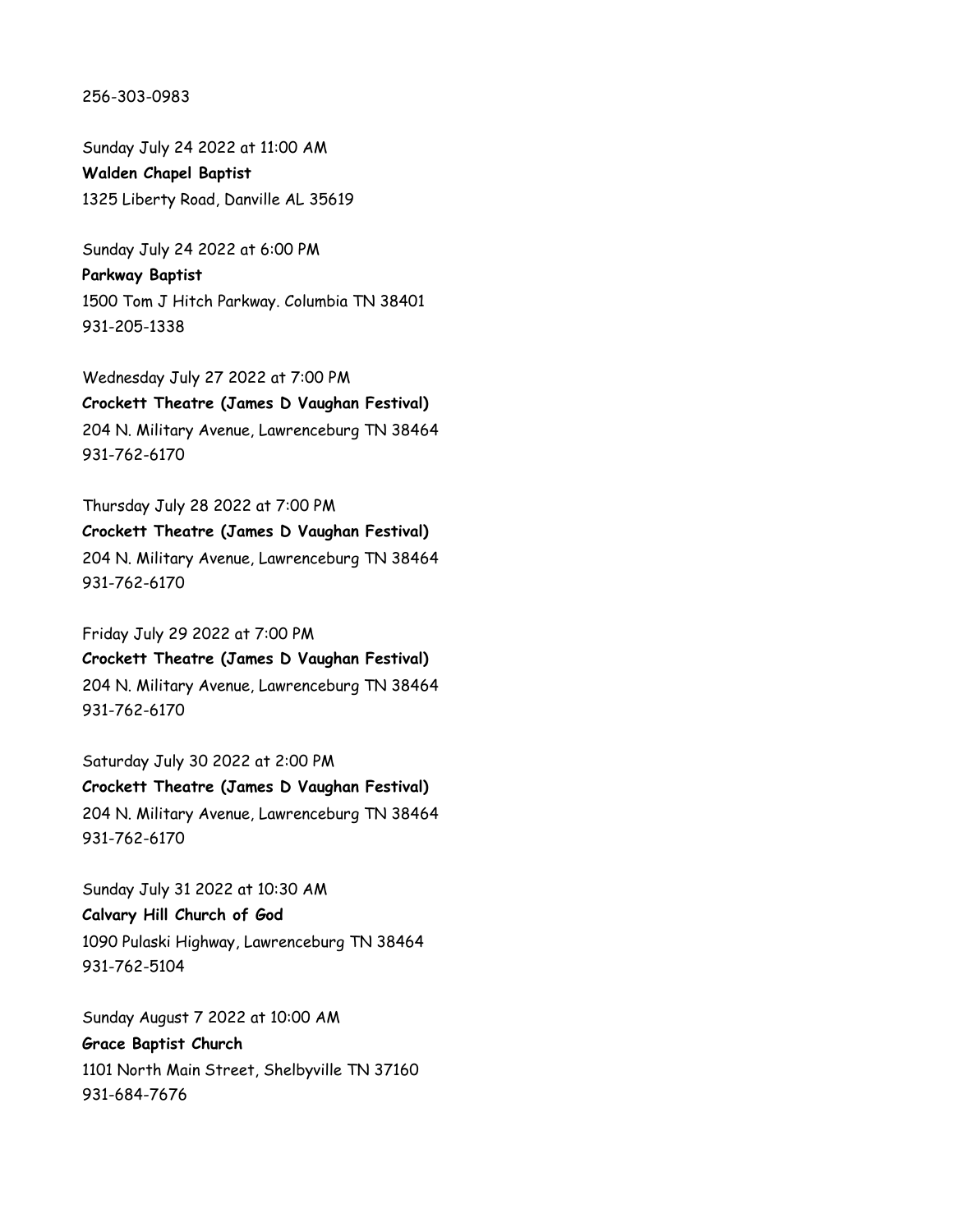256-303-0983

Sunday July 24 2022 at 11:00 AM
**Walden Chapel Baptist**
1325 Liberty Road, Danville AL 35619

Sunday July 24 2022 at 6:00 PM
**Parkway Baptist**
1500 Tom J Hitch Parkway. Columbia TN 38401
931-205-1338

Wednesday July 27 2022 at 7:00 PM
**Crockett Theatre (James D Vaughan Festival)**
204 N. Military Avenue, Lawrenceburg TN 38464
931-762-6170

Thursday July 28 2022 at 7:00 PM
**Crockett Theatre (James D Vaughan Festival)**
204 N. Military Avenue, Lawrenceburg TN 38464
931-762-6170

Friday July 29 2022 at 7:00 PM
**Crockett Theatre (James D Vaughan Festival)**
204 N. Military Avenue, Lawrenceburg TN 38464
931-762-6170

Saturday July 30 2022 at 2:00 PM
**Crockett Theatre (James D Vaughan Festival)**
204 N. Military Avenue, Lawrenceburg TN 38464
931-762-6170

Sunday July 31 2022 at 10:30 AM
**Calvary Hill Church of God**
1090 Pulaski Highway, Lawrenceburg TN 38464
931-762-5104

Sunday August 7 2022 at 10:00 AM
**Grace Baptist Church**
1101 North Main Street, Shelbyville TN 37160
931-684-7676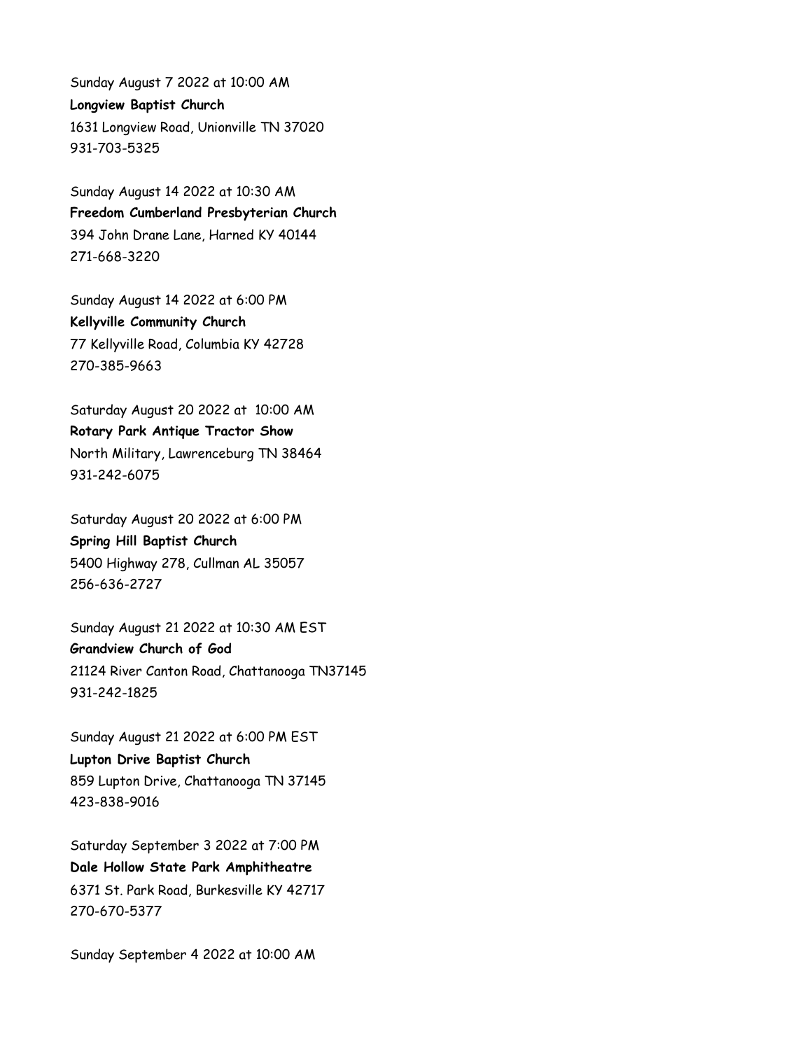Sunday August 7 2022 at 10:00 AM
**Longview Baptist Church**
1631 Longview Road, Unionville TN 37020
931-703-5325

Sunday August 14 2022 at 10:30 AM
**Freedom Cumberland Presbyterian Church**
394 John Drane Lane, Harned KY 40144
271-668-3220

Sunday August 14 2022 at 6:00 PM
**Kellyville Community Church**
77 Kellyville Road, Columbia KY 42728
270-385-9663

Saturday August 20 2022 at 10:00 AM
**Rotary Park Antique Tractor Show**
North Military, Lawrenceburg TN 38464
931-242-6075

Saturday August 20 2022 at 6:00 PM
**Spring Hill Baptist Church**
5400 Highway 278, Cullman AL 35057
256-636-2727

Sunday August 21 2022 at 10:30 AM EST
**Grandview Church of God**
21124 River Canton Road, Chattanooga TN37145
931-242-1825

Sunday August 21 2022 at 6:00 PM EST
**Lupton Drive Baptist Church**
859 Lupton Drive, Chattanooga TN 37145
423-838-9016

Saturday September 3 2022 at 7:00 PM
**Dale Hollow State Park Amphitheatre**
6371 St. Park Road, Burkesville KY 42717
270-670-5377

Sunday September 4 2022 at 10:00 AM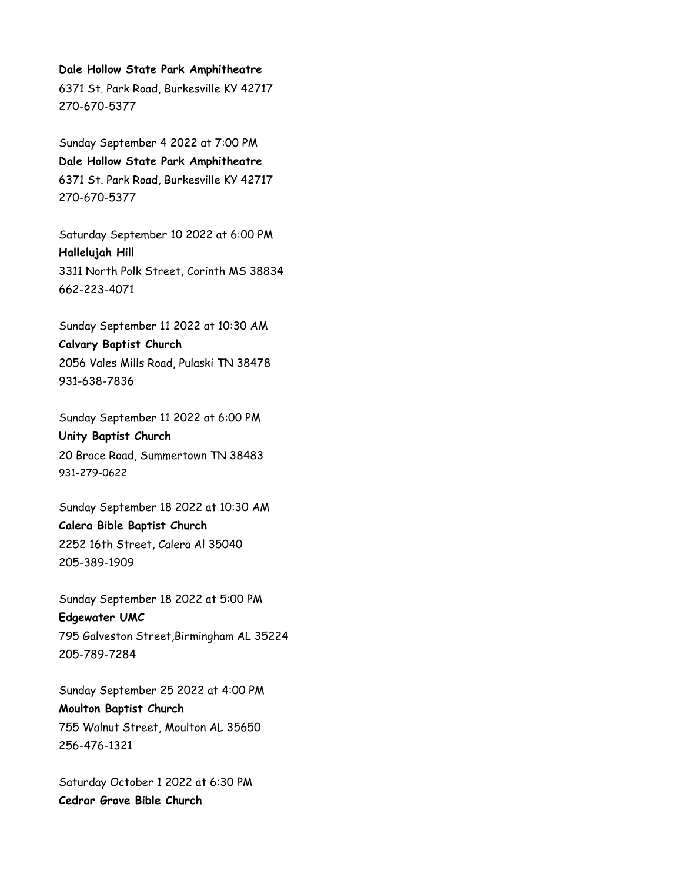**Dale Hollow State Park Amphitheatre**
6371 St. Park Road, Burkesville KY 42717
270-670-5377

Sunday September 4 2022 at 7:00 PM
**Dale Hollow State Park Amphitheatre**
6371 St. Park Road, Burkesville KY 42717
270-670-5377

Saturday September 10 2022 at 6:00 PM
**Hallelujah Hill**
3311 North Polk Street, Corinth MS 38834
662-223-4071

Sunday September 11 2022 at 10:30 AM
**Calvary Baptist Church**
2056 Vales Mills Road, Pulaski TN 38478
931-638-7836

Sunday September 11 2022 at 6:00 PM
**Unity Baptist Church**
20 Brace Road, Summertown TN 38483
931-279-0622

Sunday September 18 2022 at 10:30 AM
**Calera Bible Baptist Church**
2252 16th Street, Calera Al 35040
205-389-1909

Sunday September 18 2022 at 5:00 PM
**Edgewater UMC**
795 Galveston Street,Birmingham AL 35224
205-789-7284

Sunday September 25 2022 at 4:00 PM
**Moulton Baptist Church**
755 Walnut Street, Moulton AL 35650
256-476-1321

Saturday October 1 2022 at 6:30 PM
**Cedrar Grove Bible Church**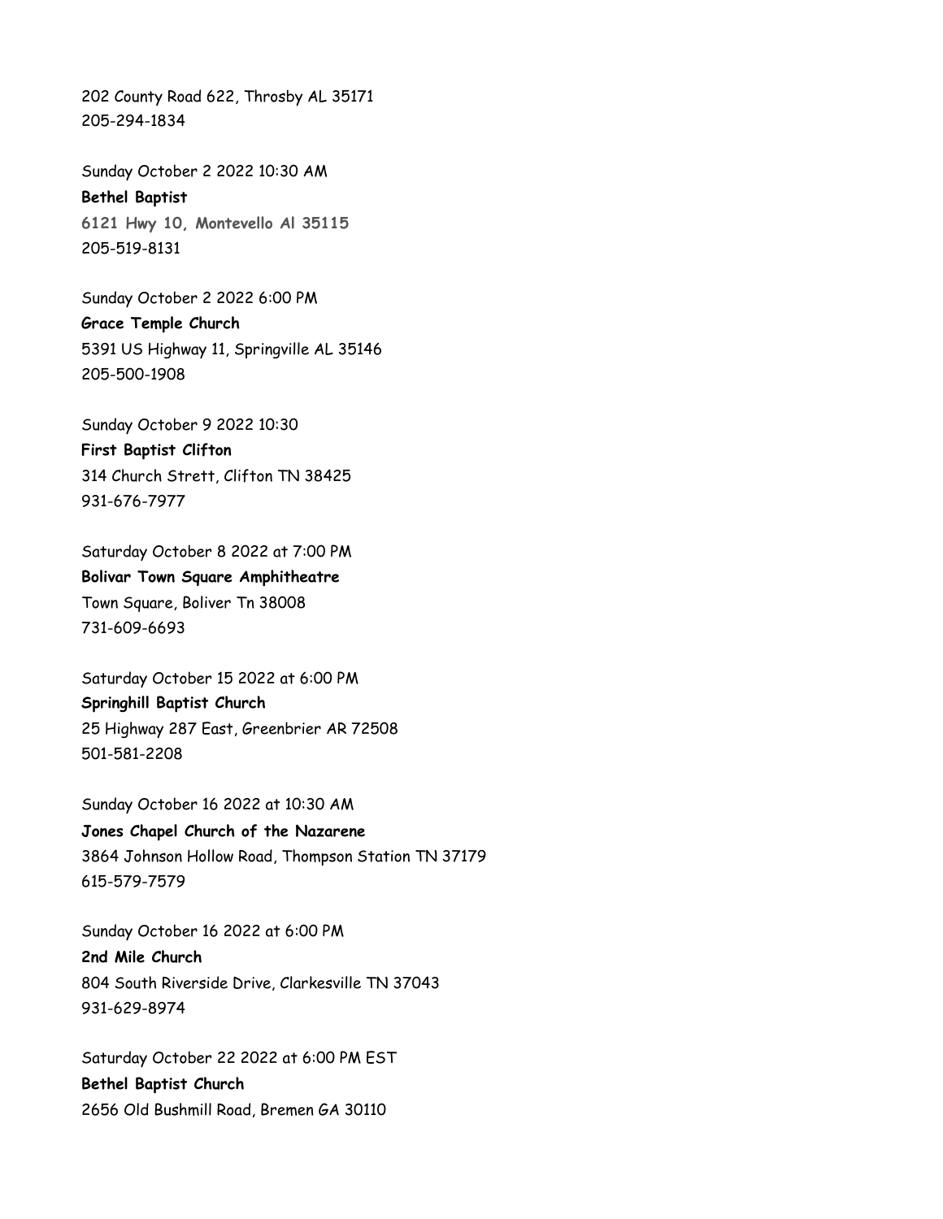202 County Road 622, Throsby AL 35171
205-294-1834

Sunday October 2 2022 10:30 AM
**Bethel Baptist**
**6121 Hwy 10, Montevello Al 35115**
205-519-8131

Sunday October 2 2022 6:00 PM
**Grace Temple Church**
5391 US Highway 11, Springville AL 35146
205-500-1908

Sunday October 9 2022 10:30
**First Baptist Clifton**
314 Church Strett, Clifton TN 38425
931-676-7977

Saturday October 8 2022 at 7:00 PM
**Bolivar Town Square Amphitheatre**
Town Square, Boliver Tn 38008
731-609-6693

Saturday October 15 2022 at 6:00 PM
**Springhill Baptist Church**
25 Highway 287 East, Greenbrier AR 72508
501-581-2208

Sunday October 16 2022 at 10:30 AM
**Jones Chapel Church of the Nazarene**
3864 Johnson Hollow Road, Thompson Station TN 37179
615-579-7579

Sunday October 16 2022 at 6:00 PM
**2nd Mile Church**
804 South Riverside Drive, Clarkesville TN 37043
931-629-8974

Saturday October 22 2022 at 6:00 PM EST
**Bethel Baptist Church**
2656 Old Bushmill Road, Bremen GA 30110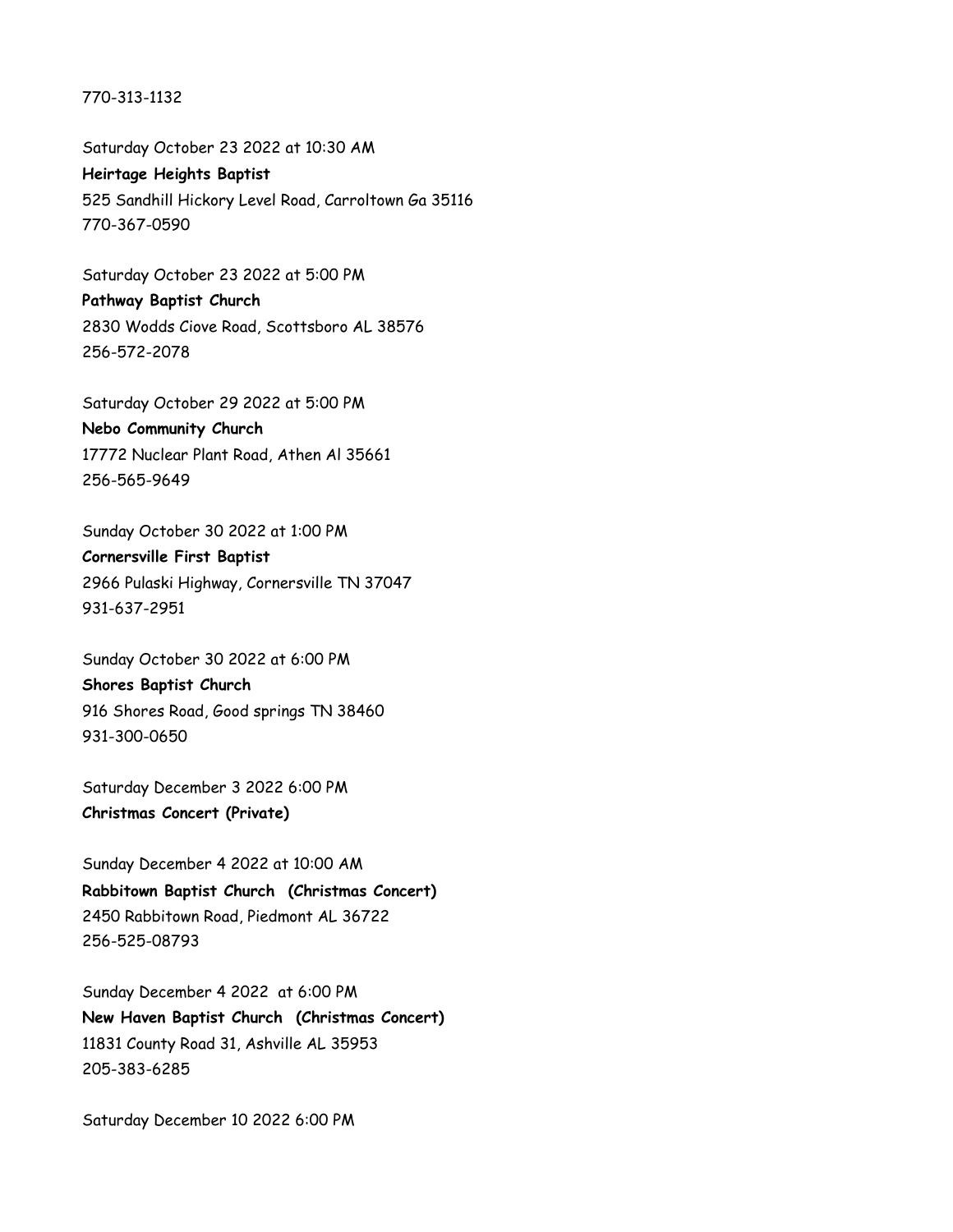770-313-1132

Saturday October 23 2022 at 10:30 AM
**Heirtage Heights Baptist**
525 Sandhill Hickory Level Road, Carroltown Ga 35116
770-367-0590

Saturday October 23 2022 at 5:00 PM
**Pathway Baptist Church**
2830 Wodds Ciove Road, Scottsboro AL 38576
256-572-2078

Saturday October 29 2022 at 5:00 PM
**Nebo Community Church**
17772 Nuclear Plant Road, Athen Al 35661
256-565-9649

Sunday October 30 2022 at 1:00 PM
**Cornersville First Baptist**
2966 Pulaski Highway, Cornersville TN 37047
931-637-2951

Sunday October 30 2022 at 6:00 PM
**Shores Baptist Church**
916 Shores Road, Good springs TN 38460
931-300-0650

Saturday December 3 2022 6:00 PM
**Christmas Concert (Private)**

Sunday December 4 2022 at 10:00 AM
**Rabbitown Baptist Church (Christmas Concert)**
2450 Rabbitown Road, Piedmont AL 36722
256-525-08793

Sunday December 4 2022 at 6:00 PM
**New Haven Baptist Church (Christmas Concert)**
11831 County Road 31, Ashville AL 35953
205-383-6285

Saturday December 10 2022 6:00 PM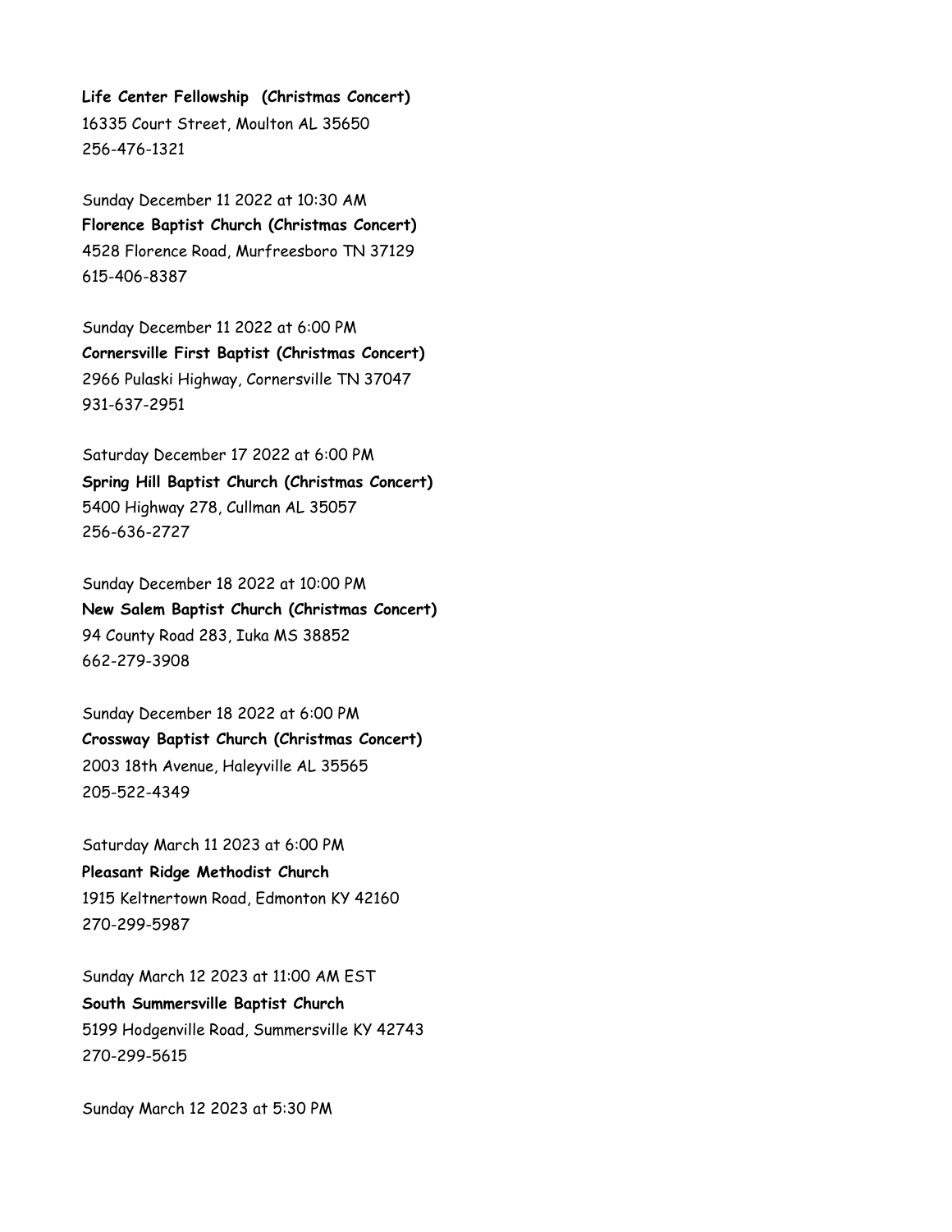**Life Center Fellowship  (Christmas Concert)**
16335 Court Street, Moulton AL 35650
256-476-1321

Sunday December 11 2022 at 10:30 AM
**Florence Baptist Church (Christmas Concert)**
4528 Florence Road, Murfreesboro TN 37129
615-406-8387

Sunday December 11 2022 at 6:00 PM
**Cornersville First Baptist (Christmas Concert)**
2966 Pulaski Highway, Cornersville TN 37047
931-637-2951

Saturday December 17 2022 at 6:00 PM
**Spring Hill Baptist Church (Christmas Concert)**
5400 Highway 278, Cullman AL 35057
256-636-2727

Sunday December 18 2022 at 10:00 PM
**New Salem Baptist Church (Christmas Concert)**
94 County Road 283, Iuka MS 38852
662-279-3908

Sunday December 18 2022 at 6:00 PM
**Crossway Baptist Church (Christmas Concert)**
2003 18th Avenue, Haleyville AL 35565
205-522-4349

Saturday March 11 2023 at 6:00 PM
**Pleasant Ridge Methodist Church**
1915 Keltnertown Road, Edmonton KY 42160
270-299-5987

Sunday March 12 2023 at 11:00 AM EST
**South Summersville Baptist Church**
5199 Hodgenville Road, Summersville KY 42743
270-299-5615

Sunday March 12 2023 at 5:30 PM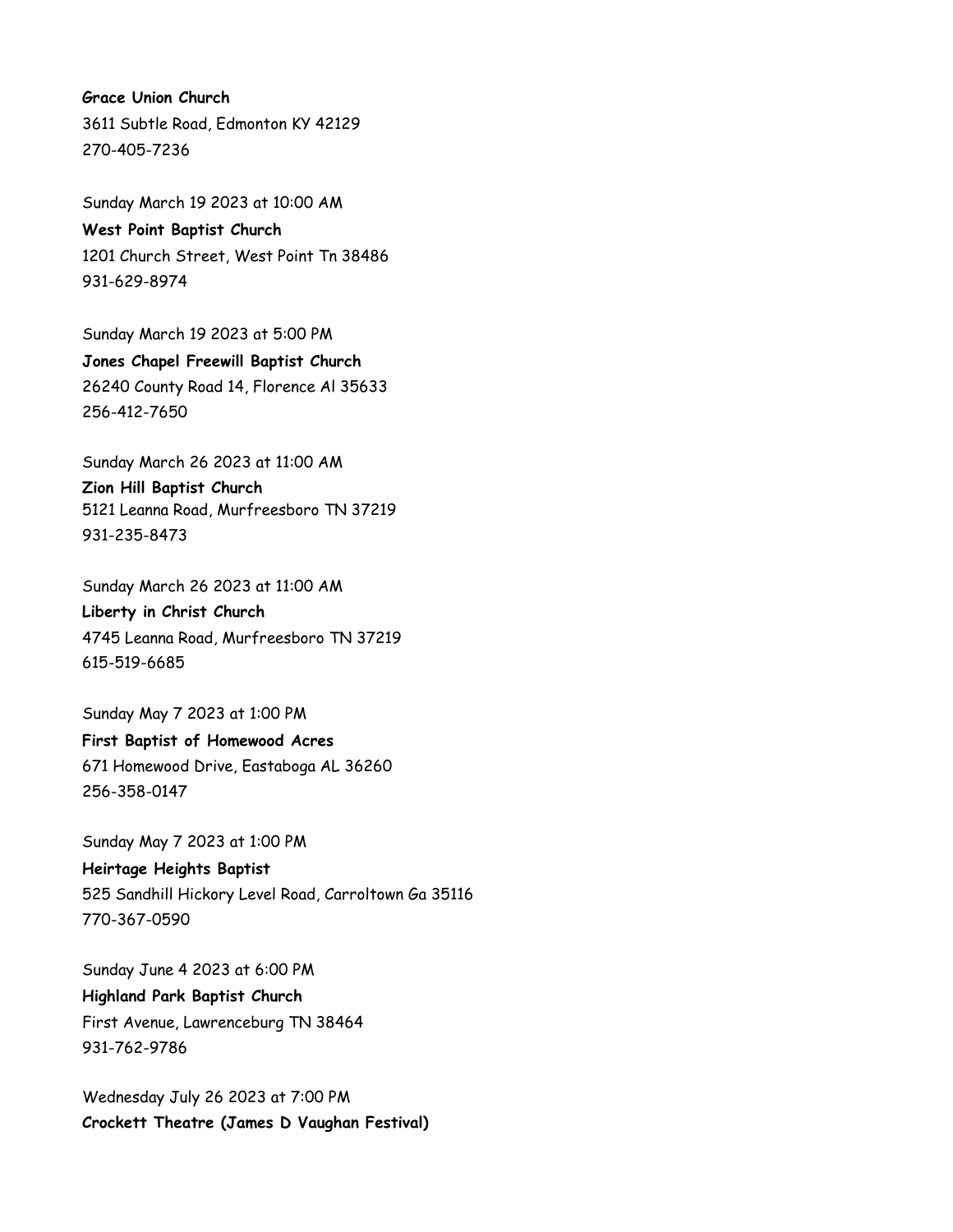**Grace Union Church**
3611 Subtle Road, Edmonton KY 42129
270-405-7236

Sunday March 19 2023 at 10:00 AM
**West Point Baptist Church**
1201 Church Street, West Point Tn 38486
931-629-8974

Sunday March 19 2023 at 5:00 PM
**Jones Chapel Freewill Baptist Church**
26240 County Road 14, Florence Al 35633
256-412-7650

Sunday March 26 2023 at 11:00 AM
**Zion Hill Baptist Church**
5121 Leanna Road, Murfreesboro TN 37219
931-235-8473

Sunday March 26 2023 at 11:00 AM
**Liberty in Christ Church**
4745 Leanna Road, Murfreesboro TN 37219
615-519-6685

Sunday May 7 2023 at 1:00 PM
**First Baptist of Homewood Acres**
671 Homewood Drive, Eastaboga AL 36260
256-358-0147

Sunday May 7 2023 at 1:00 PM
**Heirtage Heights Baptist**
525 Sandhill Hickory Level Road, Carroltown Ga 35116
770-367-0590

Sunday June 4 2023 at 6:00 PM
**Highland Park Baptist Church**
First Avenue, Lawrenceburg TN 38464
931-762-9786

Wednesday July 26 2023 at 7:00 PM
**Crockett Theatre (James D Vaughan Festival)**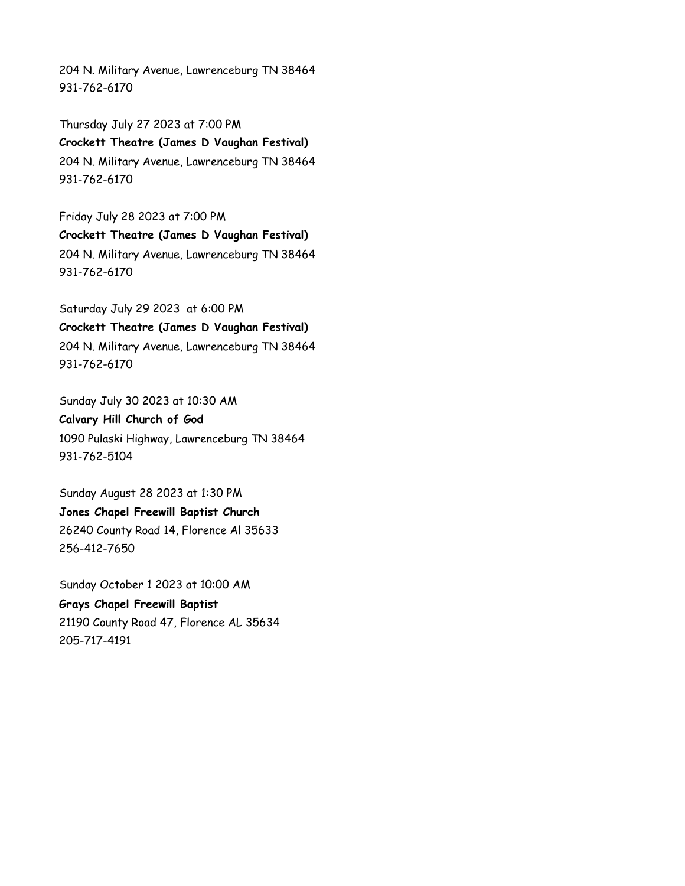204 N. Military Avenue, Lawrenceburg TN 38464
931-762-6170

Thursday July 27 2023 at 7:00 PM
**Crockett Theatre (James D Vaughan Festival)**
204 N. Military Avenue, Lawrenceburg TN 38464
931-762-6170

Friday July 28 2023 at 7:00 PM
**Crockett Theatre (James D Vaughan Festival)**
204 N. Military Avenue, Lawrenceburg TN 38464
931-762-6170

Saturday July 29 2023 at 6:00 PM
**Crockett Theatre (James D Vaughan Festival)**
204 N. Military Avenue, Lawrenceburg TN 38464
931-762-6170

Sunday July 30 2023 at 10:30 AM
**Calvary Hill Church of God**
1090 Pulaski Highway, Lawrenceburg TN 38464
931-762-5104

Sunday August 28 2023 at 1:30 PM
**Jones Chapel Freewill Baptist Church**
26240 County Road 14, Florence Al 35633
256-412-7650

Sunday October 1 2023 at 10:00 AM
**Grays Chapel Freewill Baptist**
21190 County Road 47, Florence AL 35634
205-717-4191